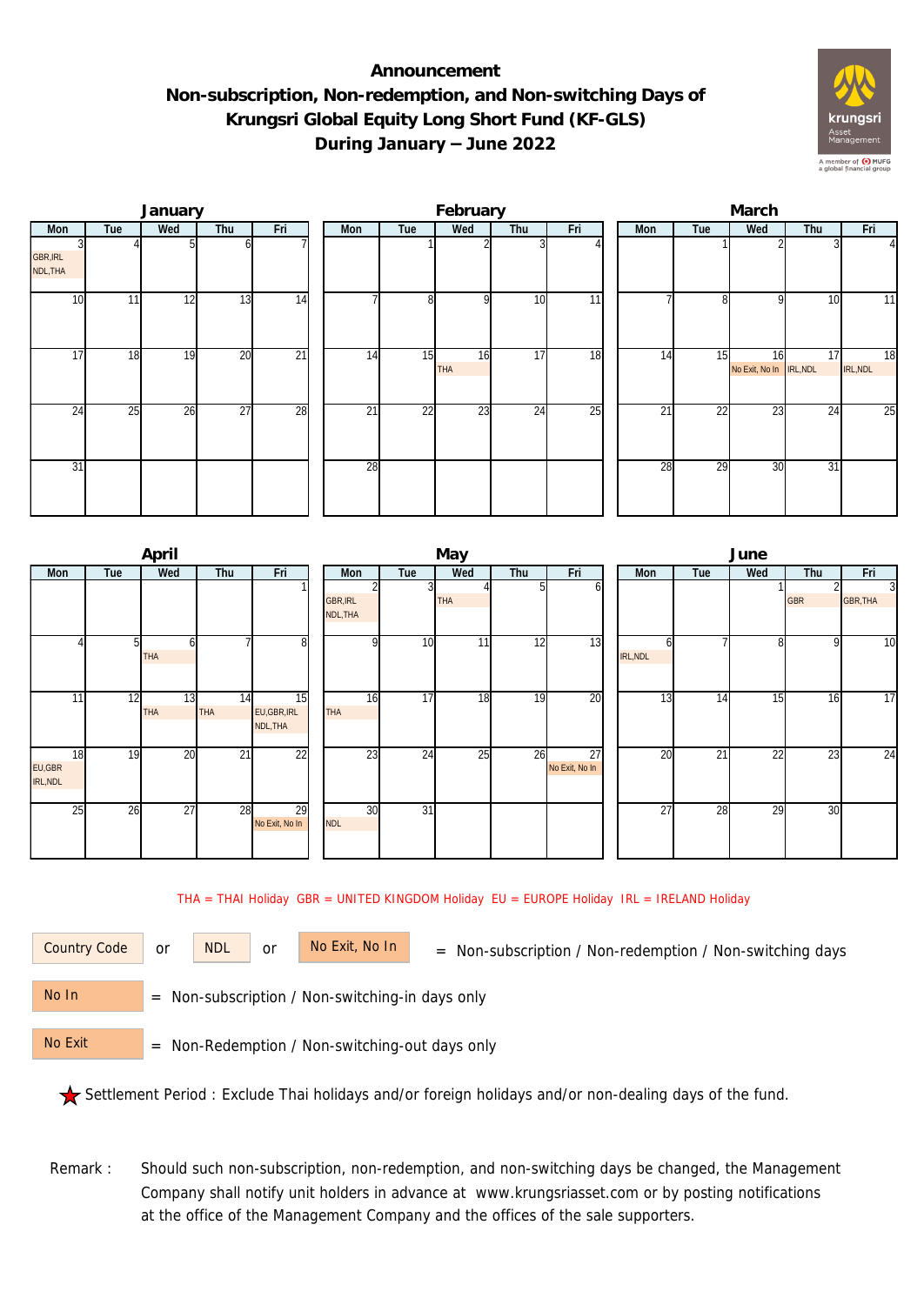# Announcement
## Non-subscription, Non-redemption, and Non-switching Days of Krungsri Global Equity Long Short Fund (KF-GLS)
## During January – June 2022

### January

| Mon | Tue | Wed | Thu | Fri |
|---|---|---|---|---|
| 3 GBR,IRL NDL,THA | 4 | 5 | 6 | 7 |
| 10 | 11 | 12 | 13 | 14 |
| 17 | 18 | 19 | 20 | 21 |
| 24 | 25 | 26 | 27 | 28 |
| 31 | | | | |

### February

| Mon | Tue | Wed | Thu | Fri |
|---|---|---|---|---|
| | 1 | 2 | 3 | 4 |
| 7 | 8 | 9 | 10 | 11 |
| 14 | 15 | 16 THA | 17 | 18 |
| 21 | 22 | 23 | 24 | 25 |
| 28 | | | | |

### March

| Mon | Tue | Wed | Thu | Fri |
|---|---|---|---|---|
| | 1 | 2 | 3 | 4 |
| 7 | 8 | 9 | 10 | 11 |
| 14 | 15 | 16 No Exit, No In | 17 IRL,NDL | 18 IRL,NDL |
| 21 | 22 | 23 | 24 | 25 |
| 28 | 29 | 30 | 31 | |

### April

| Mon | Tue | Wed | Thu | Fri |
|---|---|---|---|---|
| | | | | 1 |
| 4 | 5 | 6 THA | 7 | 8 |
| 11 | 12 | 13 THA | 14 THA | 15 EU,GBR,IRL NDL,THA |
| 18 EU,GBR IRL,NDL | 19 | 20 | 21 | 22 |
| 25 | 26 | 27 | 28 | 29 No Exit, No In |

### May

| Mon | Tue | Wed | Thu | Fri |
|---|---|---|---|---|
| 2 GBR,IRL NDL,THA | 3 | 4 THA | 5 | 6 |
| 9 | 10 | 11 | 12 | 13 |
| 16 THA | 17 | 18 | 19 | 20 |
| 23 | 24 | 25 | 26 | 27 No Exit, No In |
| 30 NDL | 31 | | | |

### June

| Mon | Tue | Wed | Thu | Fri |
|---|---|---|---|---|
| | | 1 | 2 GBR | 3 GBR,THA |
| 6 IRL,NDL | 7 | 8 | 9 | 10 |
| 13 | 14 | 15 | 16 | 17 |
| 20 | 21 | 22 | 23 | 24 |
| 27 | 28 | 29 | 30 | |

THA = THAI Holiday GBR = UNITED KINGDOM Holiday EU = EUROPE Holiday IRL = IRELAND Holiday

Country Code or NDL or No Exit, No In = Non-subscription / Non-redemption / Non-switching days

No In = Non-subscription / Non-switching-in days only

No Exit = Non-Redemption / Non-switching-out days only

★ Settlement Period : Exclude Thai holidays and/or foreign holidays and/or non-dealing days of the fund.

Remark : Should such non-subscription, non-redemption, and non-switching days be changed, the Management Company shall notify unit holders in advance at www.krungsriasset.com or by posting notifications at the office of the Management Company and the offices of the sale supporters.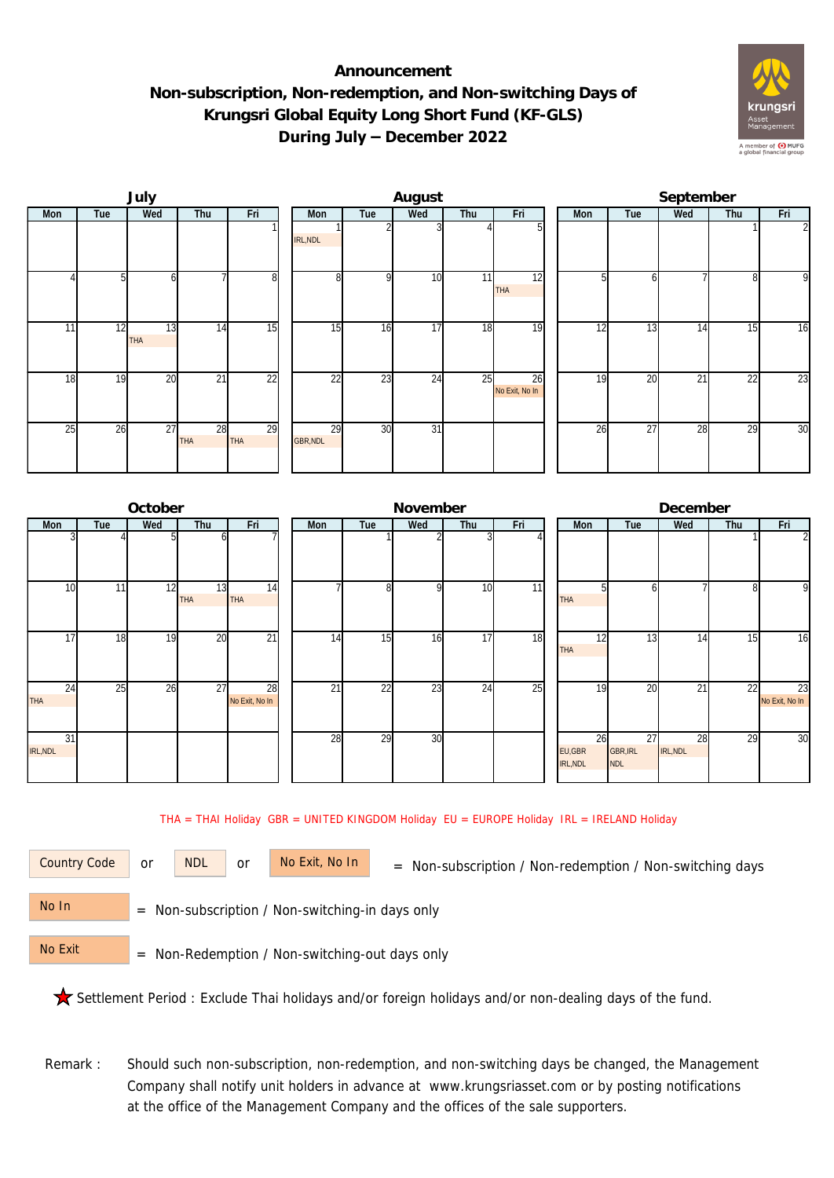**Announcement**

**Non-subscription, Non-redemption, and Non-switching Days of Krungsri Global Equity Long Short Fund (KF-GLS) During July – December 2022**

### July

| Mon | Tue | Wed | Thu | Fri |
|---|---|---|---|---|
| | | | | 1 |
| 4 | 5 | 6 | 7 | 8 |
| 11 | 12 | 13 THA | 14 | 15 |
| 18 | 19 | 20 | 21 | 22 |
| 25 | 26 | 27 | 28 THA | 29 THA |

### August

| Mon | Tue | Wed | Thu | Fri |
|---|---|---|---|---|
| 1 IRL,NDL | 2 | 3 | 4 | 5 |
| 8 | 9 | 10 | 11 | 12 THA |
| 15 | 16 | 17 | 18 | 19 |
| 22 | 23 | 24 | 25 | 26 No Exit, No In |
| 29 GBR,NDL | 30 | 31 | | |

### September

| Mon | Tue | Wed | Thu | Fri |
|---|---|---|---|---|
| | | | 1 | 2 |
| 5 | 6 | 7 | 8 | 9 |
| 12 | 13 | 14 | 15 | 16 |
| 19 | 20 | 21 | 22 | 23 |
| 26 | 27 | 28 | 29 | 30 |

### October

| Mon | Tue | Wed | Thu | Fri |
|---|---|---|---|---|
| 3 | 4 | 5 | 6 | 7 |
| 10 | 11 | 12 | 13 THA | 14 THA |
| 17 | 18 | 19 | 20 | 21 |
| 24 THA | 25 | 26 | 27 | 28 No Exit, No In |
| 31 IRL,NDL | | | | |

### November

| Mon | Tue | Wed | Thu | Fri |
|---|---|---|---|---|
| | 1 | 2 | 3 | 4 |
| 7 | 8 | 9 | 10 | 11 |
| 14 | 15 | 16 | 17 | 18 |
| 21 | 22 | 23 | 24 | 25 |
| 28 | 29 | 30 | | |

### December

| Mon | Tue | Wed | Thu | Fri |
|---|---|---|---|---|
| | | | 1 | 2 |
| 5 THA | 6 | 7 | 8 | 9 |
| 12 THA | 13 | 14 | 15 | 16 |
| 19 | 20 | 21 | 22 | 23 No Exit, No In |
| 26 EU,GBR IRL,NDL | 27 GBR,IRL NDL | 28 IRL,NDL | 29 | 30 |

THA = THAI Holiday GBR = UNITED KINGDOM Holiday EU = EUROPE Holiday IRL = IRELAND Holiday

Country Code or NDL or No Exit, No In = Non-subscription / Non-redemption / Non-switching days

No In = Non-subscription / Non-switching-in days only

No Exit = Non-Redemption / Non-switching-out days only

★ Settlement Period : Exclude Thai holidays and/or foreign holidays and/or non-dealing days of the fund.

Remark : Should such non-subscription, non-redemption, and non-switching days be changed, the Management Company shall notify unit holders in advance at www.krungsriasset.com or by posting notifications at the office of the Management Company and the offices of the sale supporters.